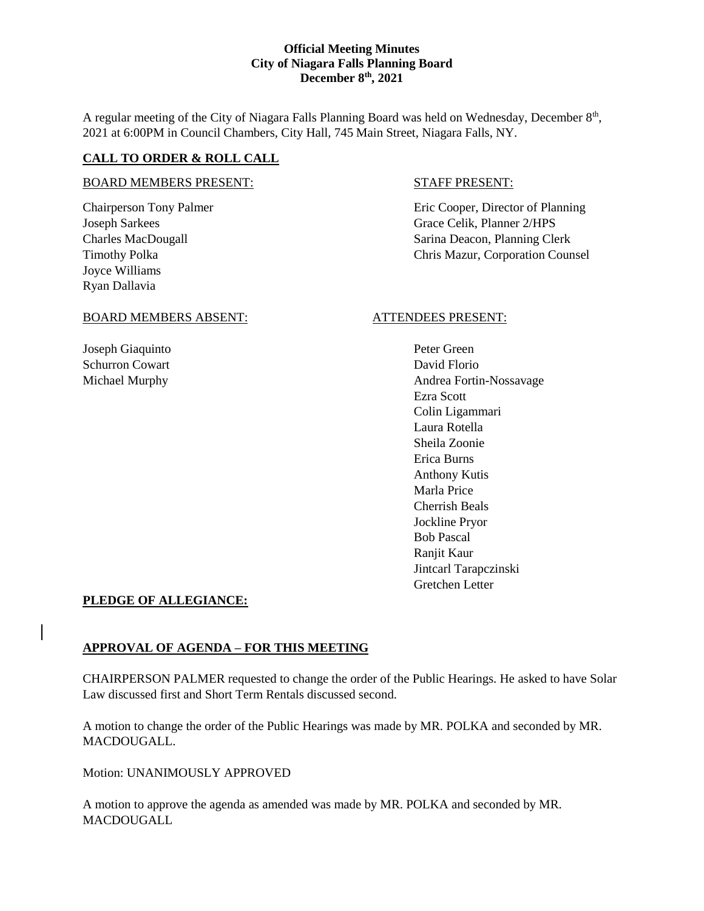# Official Meeting Minutes
## City of Niagara Falls Planning Board
### December 8th, 2021

A regular meeting of the City of Niagara Falls Planning Board was held on Wednesday, December 8th, 2021 at 6:00PM in Council Chambers, City Hall, 745 Main Street, Niagara Falls, NY.

## CALL TO ORDER & ROLL CALL

BOARD MEMBERS PRESENT:

Chairperson Tony Palmer
Joseph Sarkees
Charles MacDougall
Timothy Polka
Joyce Williams
Ryan Dallavia

STAFF PRESENT:

Eric Cooper, Director of Planning
Grace Celik, Planner 2/HPS
Sarina Deacon, Planning Clerk
Chris Mazur, Corporation Counsel

BOARD MEMBERS ABSENT:

Joseph Giaquinto
Schurron Cowart
Michael Murphy

ATTENDEES PRESENT:

Peter Green
David Florio
Andrea Fortin-Nossavage
Ezra Scott
Colin Ligammari
Laura Rotella
Sheila Zoonie
Erica Burns
Anthony Kutis
Marla Price
Cherrish Beals
Jockline Pryor
Bob Pascal
Ranjit Kaur
Jintcarl Tarapczinski
Gretchen Letter

## PLEDGE OF ALLEGIANCE:

## APPROVAL OF AGENDA – FOR THIS MEETING

CHAIRPERSON PALMER requested to change the order of the Public Hearings. He asked to have Solar Law discussed first and Short Term Rentals discussed second.

A motion to change the order of the Public Hearings was made by MR. POLKA and seconded by MR. MACDOUGALL.

Motion: UNANIMOUSLY APPROVED

A motion to approve the agenda as amended was made by MR. POLKA and seconded by MR. MACDOUGALL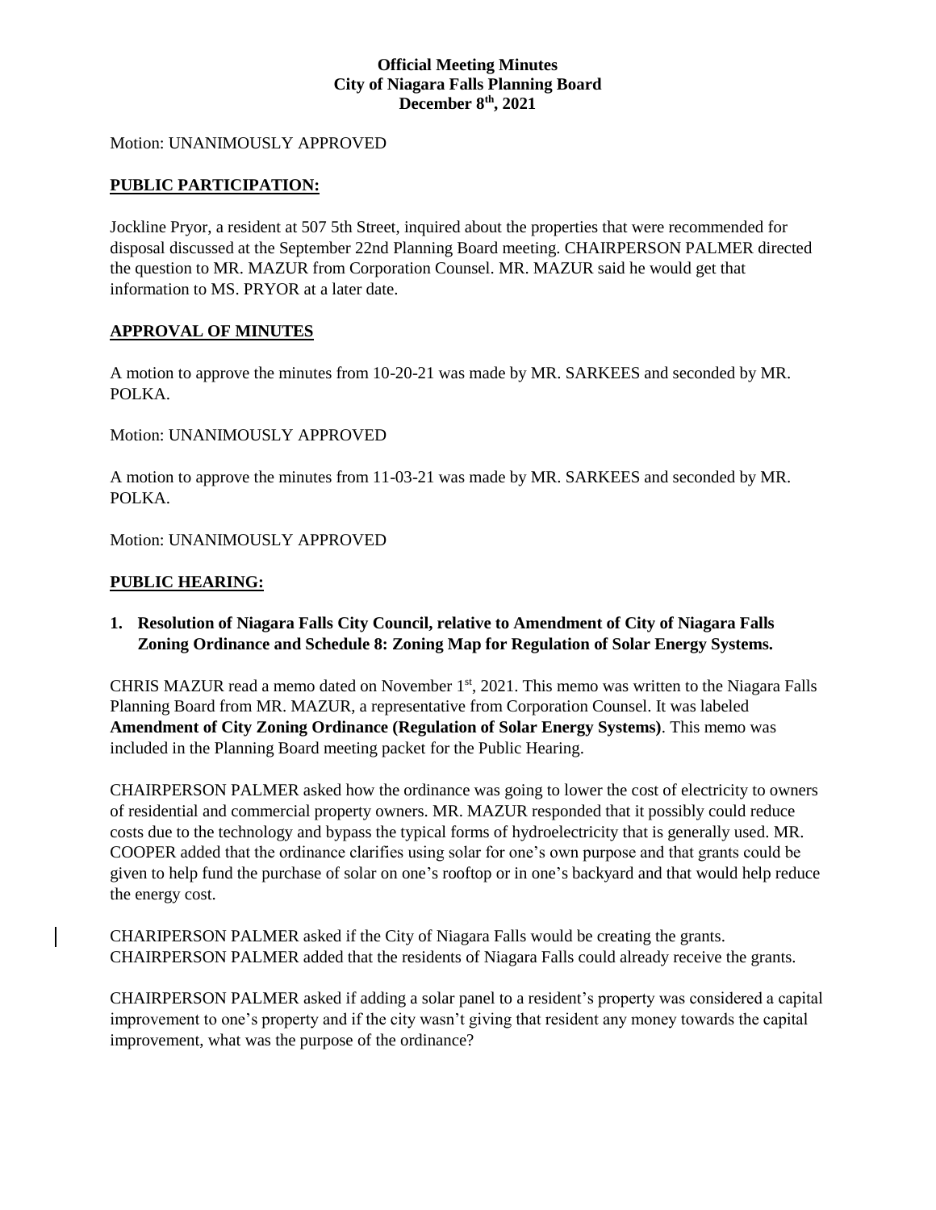Motion: UNANIMOUSLY APPROVED

## PUBLIC PARTICIPATION:

Jockline Pryor, a resident at 507 5th Street, inquired about the properties that were recommended for disposal discussed at the September 22nd Planning Board meeting. CHAIRPERSON PALMER directed the question to MR. MAZUR from Corporation Counsel. MR. MAZUR said he would get that information to MS. PRYOR at a later date.

## APPROVAL OF MINUTES

A motion to approve the minutes from 10-20-21 was made by MR. SARKEES and seconded by MR. POLKA.

Motion: UNANIMOUSLY APPROVED

A motion to approve the minutes from 11-03-21 was made by MR. SARKEES and seconded by MR. POLKA.

Motion: UNANIMOUSLY APPROVED

## PUBLIC HEARING:

**1. Resolution of Niagara Falls City Council, relative to Amendment of City of Niagara Falls Zoning Ordinance and Schedule 8: Zoning Map for Regulation of Solar Energy Systems.**

CHRIS MAZUR read a memo dated on November 1st, 2021. This memo was written to the Niagara Falls Planning Board from MR. MAZUR, a representative from Corporation Counsel. It was labeled **Amendment of City Zoning Ordinance (Regulation of Solar Energy Systems)**. This memo was included in the Planning Board meeting packet for the Public Hearing.

CHAIRPERSON PALMER asked how the ordinance was going to lower the cost of electricity to owners of residential and commercial property owners. MR. MAZUR responded that it possibly could reduce costs due to the technology and bypass the typical forms of hydroelectricity that is generally used. MR. COOPER added that the ordinance clarifies using solar for one's own purpose and that grants could be given to help fund the purchase of solar on one's rooftop or in one's backyard and that would help reduce the energy cost.

CHARIPERSON PALMER asked if the City of Niagara Falls would be creating the grants. CHAIRPERSON PALMER added that the residents of Niagara Falls could already receive the grants.

CHAIRPERSON PALMER asked if adding a solar panel to a resident's property was considered a capital improvement to one's property and if the city wasn't giving that resident any money towards the capital improvement, what was the purpose of the ordinance?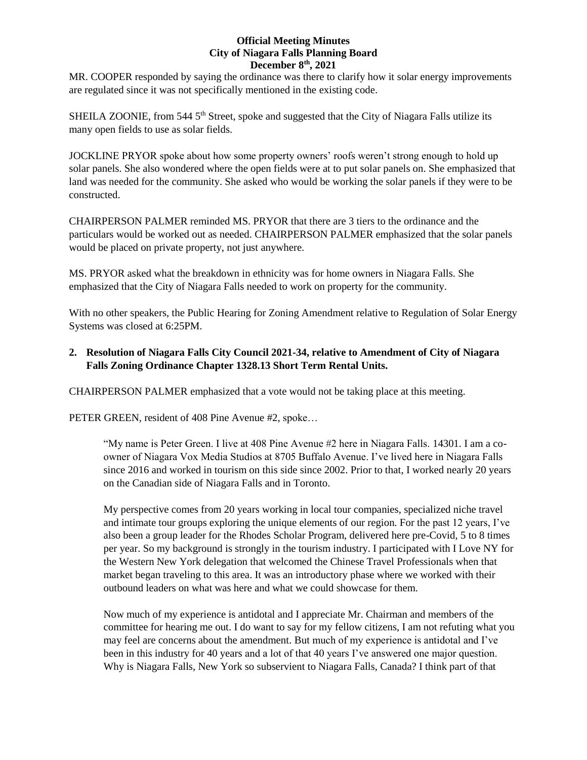MR. COOPER responded by saying the ordinance was there to clarify how it solar energy improvements are regulated since it was not specifically mentioned in the existing code.

SHEILA ZOONIE, from 544 5th Street, spoke and suggested that the City of Niagara Falls utilize its many open fields to use as solar fields.

JOCKLINE PRYOR spoke about how some property owners' roofs weren't strong enough to hold up solar panels. She also wondered where the open fields were at to put solar panels on. She emphasized that land was needed for the community. She asked who would be working the solar panels if they were to be constructed.

CHAIRPERSON PALMER reminded MS. PRYOR that there are 3 tiers to the ordinance and the particulars would be worked out as needed. CHAIRPERSON PALMER emphasized that the solar panels would be placed on private property, not just anywhere.

MS. PRYOR asked what the breakdown in ethnicity was for home owners in Niagara Falls. She emphasized that the City of Niagara Falls needed to work on property for the community.

With no other speakers, the Public Hearing for Zoning Amendment relative to Regulation of Solar Energy Systems was closed at 6:25PM.

**2. Resolution of Niagara Falls City Council 2021-34, relative to Amendment of City of Niagara Falls Zoning Ordinance Chapter 1328.13 Short Term Rental Units.**

CHAIRPERSON PALMER emphasized that a vote would not be taking place at this meeting.

PETER GREEN, resident of 408 Pine Avenue #2, spoke…

> "My name is Peter Green. I live at 408 Pine Avenue #2 here in Niagara Falls. 14301. I am a co-owner of Niagara Vox Media Studios at 8705 Buffalo Avenue. I've lived here in Niagara Falls since 2016 and worked in tourism on this side since 2002. Prior to that, I worked nearly 20 years on the Canadian side of Niagara Falls and in Toronto.
>
> My perspective comes from 20 years working in local tour companies, specialized niche travel and intimate tour groups exploring the unique elements of our region. For the past 12 years, I've also been a group leader for the Rhodes Scholar Program, delivered here pre-Covid, 5 to 8 times per year. So my background is strongly in the tourism industry. I participated with I Love NY for the Western New York delegation that welcomed the Chinese Travel Professionals when that market began traveling to this area. It was an introductory phase where we worked with their outbound leaders on what was here and what we could showcase for them.
>
> Now much of my experience is antidotal and I appreciate Mr. Chairman and members of the committee for hearing me out. I do want to say for my fellow citizens, I am not refuting what you may feel are concerns about the amendment. But much of my experience is antidotal and I've been in this industry for 40 years and a lot of that 40 years I've answered one major question. Why is Niagara Falls, New York so subservient to Niagara Falls, Canada? I think part of that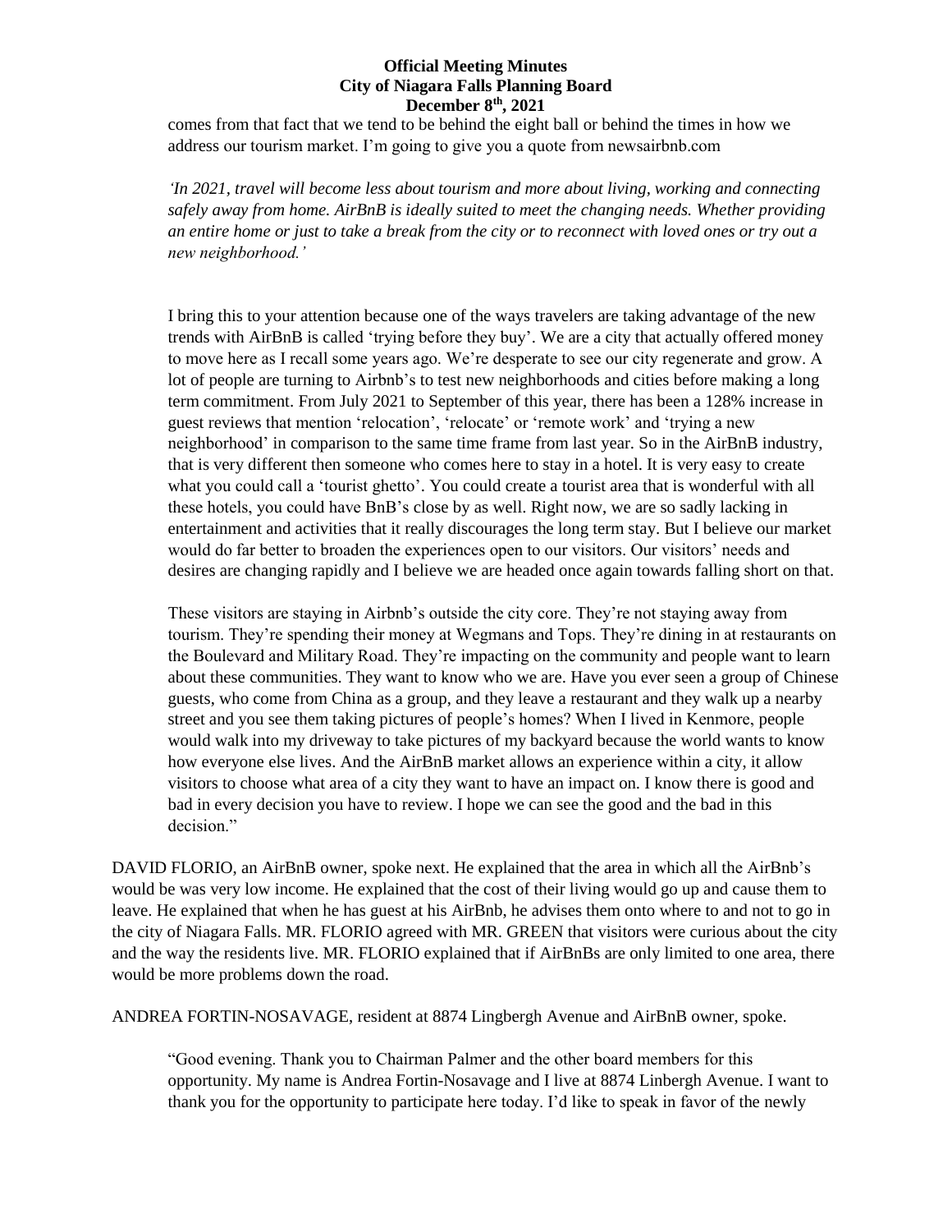comes from that fact that we tend to be behind the eight ball or behind the times in how we address our tourism market. I'm going to give you a quote from newsairbnb.com

*'In 2021, travel will become less about tourism and more about living, working and connecting safely away from home. AirBnB is ideally suited to meet the changing needs. Whether providing an entire home or just to take a break from the city or to reconnect with loved ones or try out a new neighborhood.'*

I bring this to your attention because one of the ways travelers are taking advantage of the new trends with AirBnB is called 'trying before they buy'. We are a city that actually offered money to move here as I recall some years ago. We're desperate to see our city regenerate and grow. A lot of people are turning to Airbnb's to test new neighborhoods and cities before making a long term commitment. From July 2021 to September of this year, there has been a 128% increase in guest reviews that mention 'relocation', 'relocate' or 'remote work' and 'trying a new neighborhood' in comparison to the same time frame from last year. So in the AirBnB industry, that is very different then someone who comes here to stay in a hotel. It is very easy to create what you could call a 'tourist ghetto'. You could create a tourist area that is wonderful with all these hotels, you could have BnB's close by as well. Right now, we are so sadly lacking in entertainment and activities that it really discourages the long term stay. But I believe our market would do far better to broaden the experiences open to our visitors. Our visitors' needs and desires are changing rapidly and I believe we are headed once again towards falling short on that.

These visitors are staying in Airbnb's outside the city core. They're not staying away from tourism. They're spending their money at Wegmans and Tops. They're dining in at restaurants on the Boulevard and Military Road. They're impacting on the community and people want to learn about these communities. They want to know who we are. Have you ever seen a group of Chinese guests, who come from China as a group, and they leave a restaurant and they walk up a nearby street and you see them taking pictures of people's homes? When I lived in Kenmore, people would walk into my driveway to take pictures of my backyard because the world wants to know how everyone else lives. And the AirBnB market allows an experience within a city, it allow visitors to choose what area of a city they want to have an impact on. I know there is good and bad in every decision you have to review. I hope we can see the good and the bad in this decision."

DAVID FLORIO, an AirBnB owner, spoke next. He explained that the area in which all the AirBnb's would be was very low income. He explained that the cost of their living would go up and cause them to leave. He explained that when he has guest at his AirBnb, he advises them onto where to and not to go in the city of Niagara Falls. MR. FLORIO agreed with MR. GREEN that visitors were curious about the city and the way the residents live. MR. FLORIO explained that if AirBnBs are only limited to one area, there would be more problems down the road.

ANDREA FORTIN-NOSAVAGE, resident at 8874 Lingbergh Avenue and AirBnB owner, spoke.

"Good evening. Thank you to Chairman Palmer and the other board members for this opportunity. My name is Andrea Fortin-Nosavage and I live at 8874 Linbergh Avenue. I want to thank you for the opportunity to participate here today. I'd like to speak in favor of the newly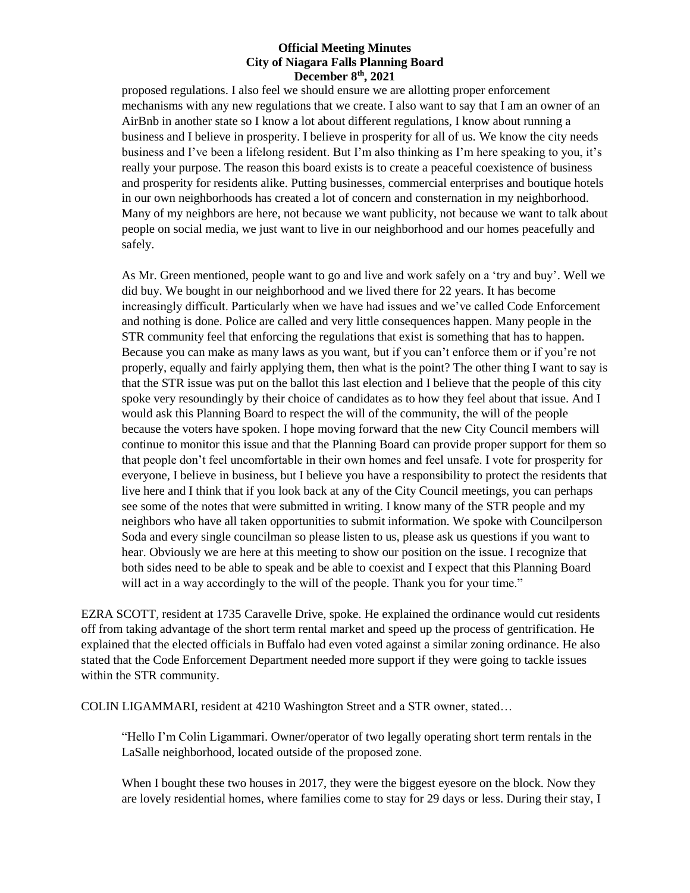proposed regulations. I also feel we should ensure we are allotting proper enforcement mechanisms with any new regulations that we create. I also want to say that I am an owner of an AirBnb in another state so I know a lot about different regulations, I know about running a business and I believe in prosperity. I believe in prosperity for all of us. We know the city needs business and I've been a lifelong resident. But I'm also thinking as I'm here speaking to you, it's really your purpose. The reason this board exists is to create a peaceful coexistence of business and prosperity for residents alike. Putting businesses, commercial enterprises and boutique hotels in our own neighborhoods has created a lot of concern and consternation in my neighborhood. Many of my neighbors are here, not because we want publicity, not because we want to talk about people on social media, we just want to live in our neighborhood and our homes peacefully and safely.

As Mr. Green mentioned, people want to go and live and work safely on a 'try and buy'. Well we did buy. We bought in our neighborhood and we lived there for 22 years. It has become increasingly difficult. Particularly when we have had issues and we've called Code Enforcement and nothing is done. Police are called and very little consequences happen. Many people in the STR community feel that enforcing the regulations that exist is something that has to happen. Because you can make as many laws as you want, but if you can't enforce them or if you're not properly, equally and fairly applying them, then what is the point? The other thing I want to say is that the STR issue was put on the ballot this last election and I believe that the people of this city spoke very resoundingly by their choice of candidates as to how they feel about that issue. And I would ask this Planning Board to respect the will of the community, the will of the people because the voters have spoken. I hope moving forward that the new City Council members will continue to monitor this issue and that the Planning Board can provide proper support for them so that people don't feel uncomfortable in their own homes and feel unsafe. I vote for prosperity for everyone, I believe in business, but I believe you have a responsibility to protect the residents that live here and I think that if you look back at any of the City Council meetings, you can perhaps see some of the notes that were submitted in writing. I know many of the STR people and my neighbors who have all taken opportunities to submit information. We spoke with Councilperson Soda and every single councilman so please listen to us, please ask us questions if you want to hear. Obviously we are here at this meeting to show our position on the issue. I recognize that both sides need to be able to speak and be able to coexist and I expect that this Planning Board will act in a way accordingly to the will of the people. Thank you for your time."

EZRA SCOTT, resident at 1735 Caravelle Drive, spoke. He explained the ordinance would cut residents off from taking advantage of the short term rental market and speed up the process of gentrification. He explained that the elected officials in Buffalo had even voted against a similar zoning ordinance. He also stated that the Code Enforcement Department needed more support if they were going to tackle issues within the STR community.

COLIN LIGAMMARI, resident at 4210 Washington Street and a STR owner, stated…

"Hello I'm Colin Ligammari. Owner/operator of two legally operating short term rentals in the LaSalle neighborhood, located outside of the proposed zone.

When I bought these two houses in 2017, they were the biggest eyesore on the block. Now they are lovely residential homes, where families come to stay for 29 days or less. During their stay, I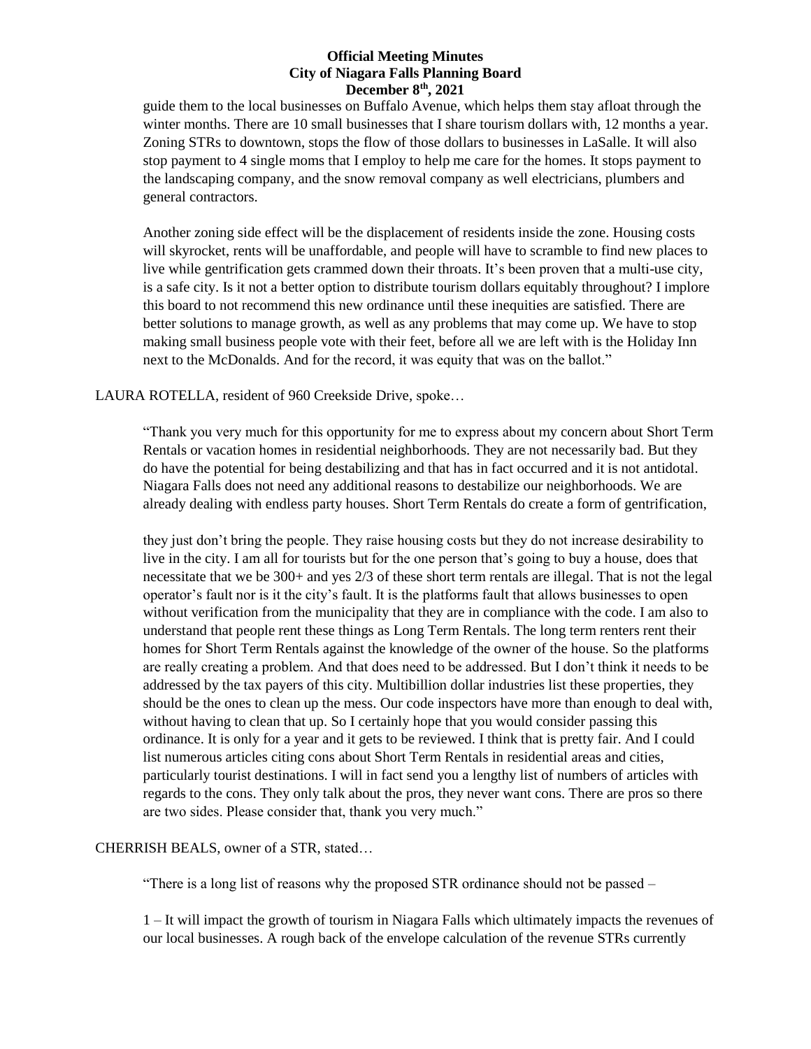guide them to the local businesses on Buffalo Avenue, which helps them stay afloat through the winter months. There are 10 small businesses that I share tourism dollars with, 12 months a year. Zoning STRs to downtown, stops the flow of those dollars to businesses in LaSalle. It will also stop payment to 4 single moms that I employ to help me care for the homes. It stops payment to the landscaping company, and the snow removal company as well electricians, plumbers and general contractors.

Another zoning side effect will be the displacement of residents inside the zone. Housing costs will skyrocket, rents will be unaffordable, and people will have to scramble to find new places to live while gentrification gets crammed down their throats. It's been proven that a multi-use city, is a safe city. Is it not a better option to distribute tourism dollars equitably throughout? I implore this board to not recommend this new ordinance until these inequities are satisfied. There are better solutions to manage growth, as well as any problems that may come up. We have to stop making small business people vote with their feet, before all we are left with is the Holiday Inn next to the McDonalds. And for the record, it was equity that was on the ballot."

LAURA ROTELLA, resident of 960 Creekside Drive, spoke…

"Thank you very much for this opportunity for me to express about my concern about Short Term Rentals or vacation homes in residential neighborhoods. They are not necessarily bad. But they do have the potential for being destabilizing and that has in fact occurred and it is not antidotal. Niagara Falls does not need any additional reasons to destabilize our neighborhoods. We are already dealing with endless party houses. Short Term Rentals do create a form of gentrification,

they just don't bring the people. They raise housing costs but they do not increase desirability to live in the city. I am all for tourists but for the one person that's going to buy a house, does that necessitate that we be 300+ and yes 2/3 of these short term rentals are illegal. That is not the legal operator's fault nor is it the city's fault. It is the platforms fault that allows businesses to open without verification from the municipality that they are in compliance with the code. I am also to understand that people rent these things as Long Term Rentals. The long term renters rent their homes for Short Term Rentals against the knowledge of the owner of the house. So the platforms are really creating a problem. And that does need to be addressed. But I don't think it needs to be addressed by the tax payers of this city. Multibillion dollar industries list these properties, they should be the ones to clean up the mess. Our code inspectors have more than enough to deal with, without having to clean that up. So I certainly hope that you would consider passing this ordinance. It is only for a year and it gets to be reviewed. I think that is pretty fair. And I could list numerous articles citing cons about Short Term Rentals in residential areas and cities, particularly tourist destinations. I will in fact send you a lengthy list of numbers of articles with regards to the cons. They only talk about the pros, they never want cons. There are pros so there are two sides. Please consider that, thank you very much."

CHERRISH BEALS, owner of a STR, stated…

"There is a long list of reasons why the proposed STR ordinance should not be passed –

1 – It will impact the growth of tourism in Niagara Falls which ultimately impacts the revenues of our local businesses. A rough back of the envelope calculation of the revenue STRs currently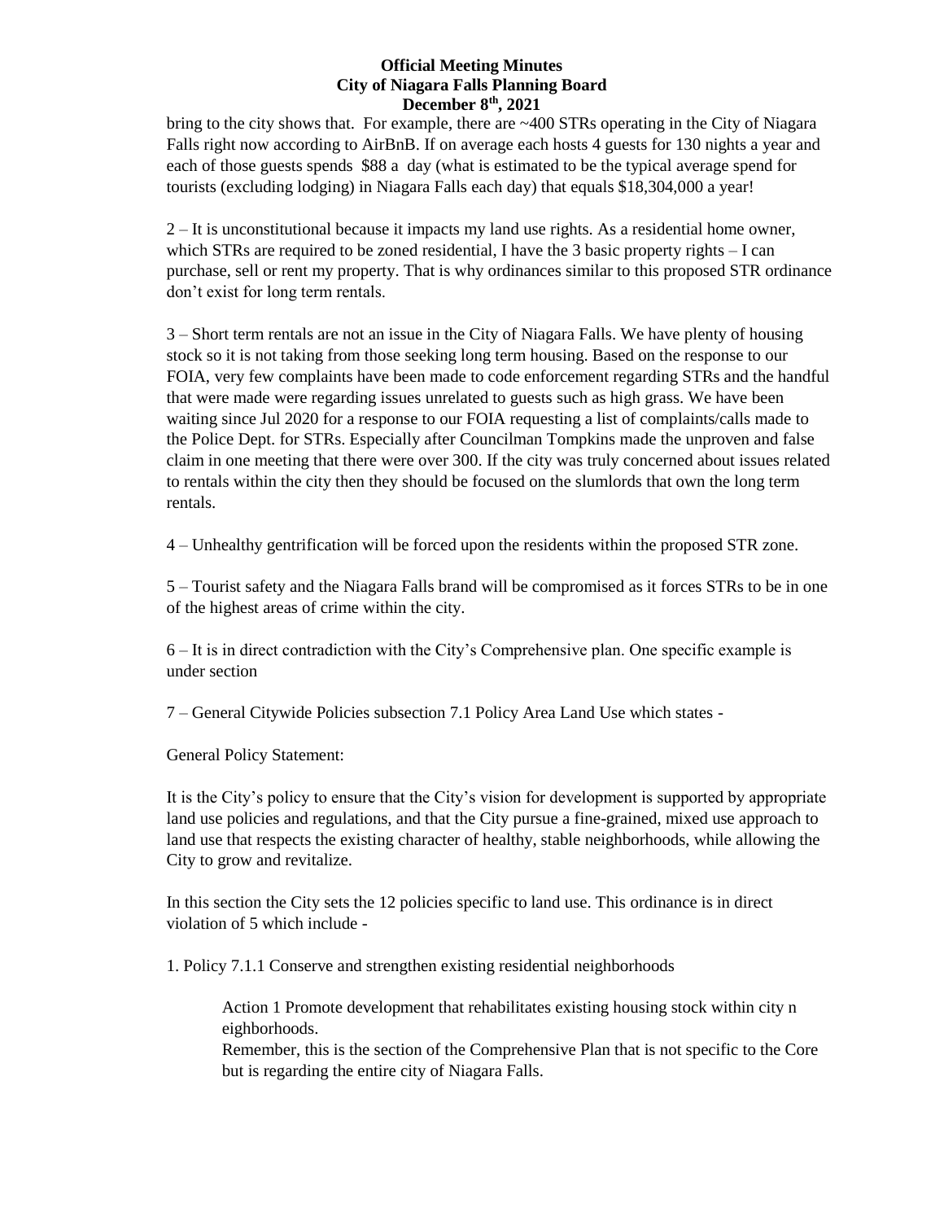bring to the city shows that. For example, there are ~400 STRs operating in the City of Niagara Falls right now according to AirBnB. If on average each hosts 4 guests for 130 nights a year and each of those guests spends $88 a day (what is estimated to be the typical average spend for tourists (excluding lodging) in Niagara Falls each day) that equals $18,304,000 a year!

2 – It is unconstitutional because it impacts my land use rights. As a residential home owner, which STRs are required to be zoned residential, I have the 3 basic property rights – I can purchase, sell or rent my property. That is why ordinances similar to this proposed STR ordinance don't exist for long term rentals.

3 – Short term rentals are not an issue in the City of Niagara Falls. We have plenty of housing stock so it is not taking from those seeking long term housing. Based on the response to our FOIA, very few complaints have been made to code enforcement regarding STRs and the handful that were made were regarding issues unrelated to guests such as high grass. We have been waiting since Jul 2020 for a response to our FOIA requesting a list of complaints/calls made to the Police Dept. for STRs. Especially after Councilman Tompkins made the unproven and false claim in one meeting that there were over 300. If the city was truly concerned about issues related to rentals within the city then they should be focused on the slumlords that own the long term rentals.

4 – Unhealthy gentrification will be forced upon the residents within the proposed STR zone.

5 – Tourist safety and the Niagara Falls brand will be compromised as it forces STRs to be in one of the highest areas of crime within the city.

6 – It is in direct contradiction with the City's Comprehensive plan. One specific example is under section

7 – General Citywide Policies subsection 7.1 Policy Area Land Use which states -

General Policy Statement:

It is the City's policy to ensure that the City's vision for development is supported by appropriate land use policies and regulations, and that the City pursue a fine-grained, mixed use approach to land use that respects the existing character of healthy, stable neighborhoods, while allowing the City to grow and revitalize.

In this section the City sets the 12 policies specific to land use. This ordinance is in direct violation of 5 which include -

1. Policy 7.1.1 Conserve and strengthen existing residential neighborhoods

    Action 1 Promote development that rehabilitates existing housing stock within city n eighborhoods.
    Remember, this is the section of the Comprehensive Plan that is not specific to the Core but is regarding the entire city of Niagara Falls.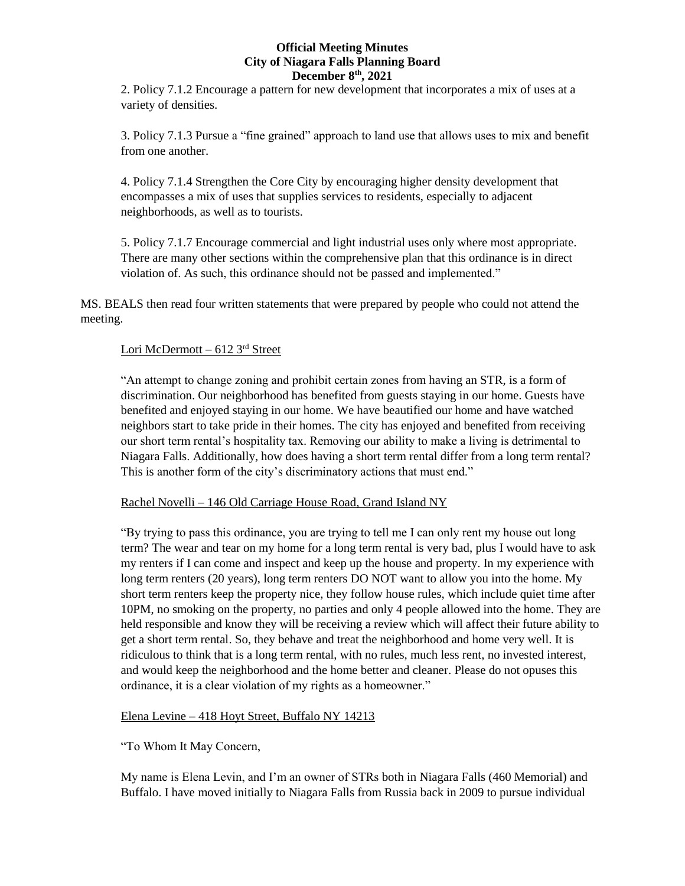2. Policy 7.1.2 Encourage a pattern for new development that incorporates a mix of uses at a variety of densities.

3. Policy 7.1.3 Pursue a "fine grained" approach to land use that allows uses to mix and benefit from one another.

4. Policy 7.1.4 Strengthen the Core City by encouraging higher density development that encompasses a mix of uses that supplies services to residents, especially to adjacent neighborhoods, as well as to tourists.

5. Policy 7.1.7 Encourage commercial and light industrial uses only where most appropriate. There are many other sections within the comprehensive plan that this ordinance is in direct violation of. As such, this ordinance should not be passed and implemented."

MS. BEALS then read four written statements that were prepared by people who could not attend the meeting.

<u>Lori McDermott – 612 3rd Street</u>

"An attempt to change zoning and prohibit certain zones from having an STR, is a form of discrimination. Our neighborhood has benefited from guests staying in our home. Guests have benefited and enjoyed staying in our home. We have beautified our home and have watched neighbors start to take pride in their homes. The city has enjoyed and benefited from receiving our short term rental's hospitality tax. Removing our ability to make a living is detrimental to Niagara Falls. Additionally, how does having a short term rental differ from a long term rental? This is another form of the city's discriminatory actions that must end."

<u>Rachel Novelli – 146 Old Carriage House Road, Grand Island NY</u>

"By trying to pass this ordinance, you are trying to tell me I can only rent my house out long term? The wear and tear on my home for a long term rental is very bad, plus I would have to ask my renters if I can come and inspect and keep up the house and property. In my experience with long term renters (20 years), long term renters DO NOT want to allow you into the home. My short term renters keep the property nice, they follow house rules, which include quiet time after 10PM, no smoking on the property, no parties and only 4 people allowed into the home. They are held responsible and know they will be receiving a review which will affect their future ability to get a short term rental. So, they behave and treat the neighborhood and home very well. It is ridiculous to think that is a long term rental, with no rules, much less rent, no invested interest, and would keep the neighborhood and the home better and cleaner. Please do not opuses this ordinance, it is a clear violation of my rights as a homeowner."

<u>Elena Levine – 418 Hoyt Street, Buffalo NY 14213</u>

"To Whom It May Concern,

My name is Elena Levin, and I'm an owner of STRs both in Niagara Falls (460 Memorial) and Buffalo. I have moved initially to Niagara Falls from Russia back in 2009 to pursue individual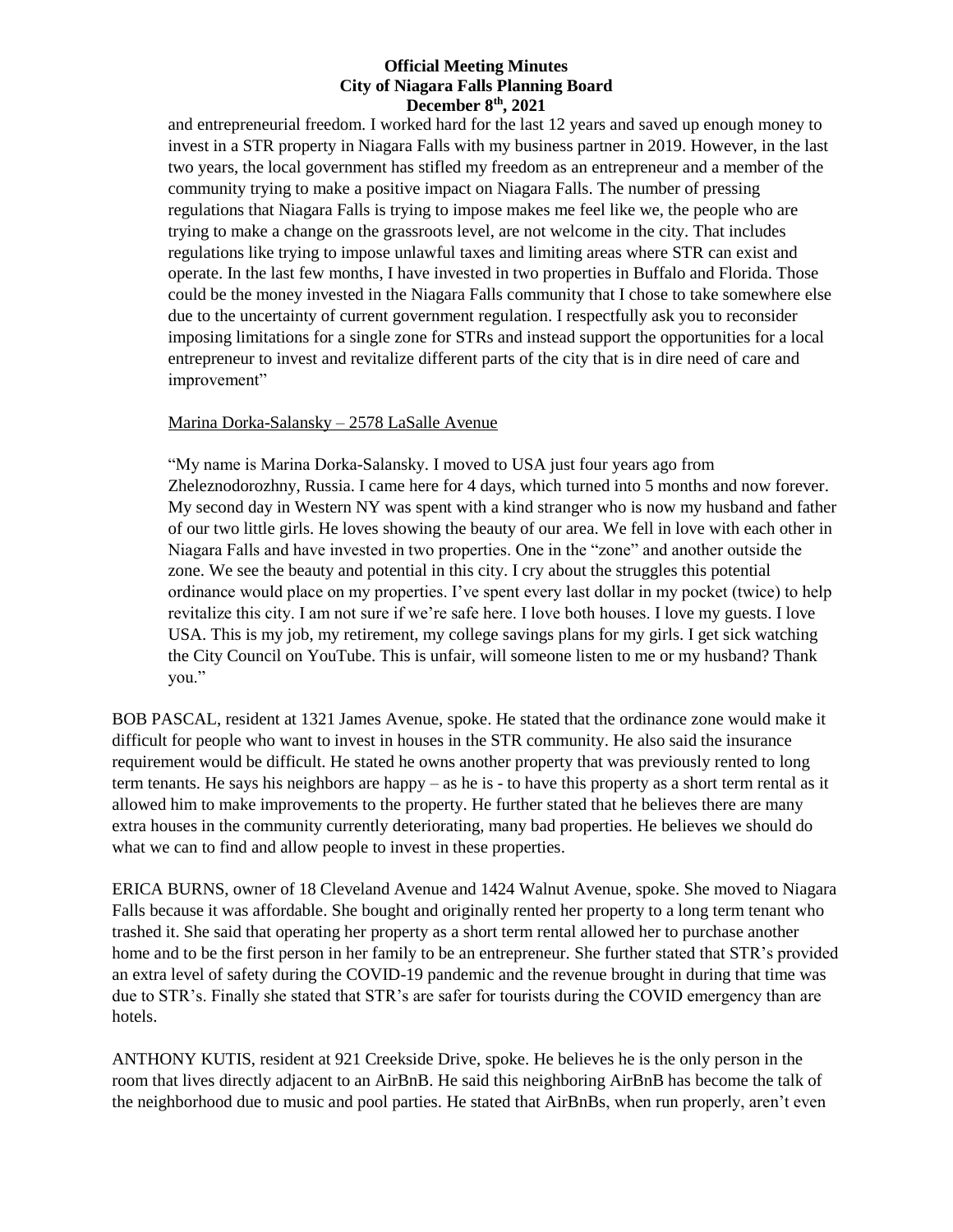and entrepreneurial freedom. I worked hard for the last 12 years and saved up enough money to invest in a STR property in Niagara Falls with my business partner in 2019. However, in the last two years, the local government has stifled my freedom as an entrepreneur and a member of the community trying to make a positive impact on Niagara Falls. The number of pressing regulations that Niagara Falls is trying to impose makes me feel like we, the people who are trying to make a change on the grassroots level, are not welcome in the city. That includes regulations like trying to impose unlawful taxes and limiting areas where STR can exist and operate. In the last few months, I have invested in two properties in Buffalo and Florida. Those could be the money invested in the Niagara Falls community that I chose to take somewhere else due to the uncertainty of current government regulation. I respectfully ask you to reconsider imposing limitations for a single zone for STRs and instead support the opportunities for a local entrepreneur to invest and revitalize different parts of the city that is in dire need of care and improvement"

<u>Marina Dorka-Salansky – 2578 LaSalle Avenue</u>

"My name is Marina Dorka-Salansky. I moved to USA just four years ago from Zheleznodorozhny, Russia. I came here for 4 days, which turned into 5 months and now forever. My second day in Western NY was spent with a kind stranger who is now my husband and father of our two little girls. He loves showing the beauty of our area. We fell in love with each other in Niagara Falls and have invested in two properties. One in the "zone" and another outside the zone. We see the beauty and potential in this city. I cry about the struggles this potential ordinance would place on my properties. I've spent every last dollar in my pocket (twice) to help revitalize this city. I am not sure if we're safe here. I love both houses. I love my guests. I love USA. This is my job, my retirement, my college savings plans for my girls. I get sick watching the City Council on YouTube. This is unfair, will someone listen to me or my husband? Thank you."

BOB PASCAL, resident at 1321 James Avenue, spoke. He stated that the ordinance zone would make it difficult for people who want to invest in houses in the STR community. He also said the insurance requirement would be difficult. He stated he owns another property that was previously rented to long term tenants. He says his neighbors are happy – as he is - to have this property as a short term rental as it allowed him to make improvements to the property. He further stated that he believes there are many extra houses in the community currently deteriorating, many bad properties. He believes we should do what we can to find and allow people to invest in these properties.

ERICA BURNS, owner of 18 Cleveland Avenue and 1424 Walnut Avenue, spoke. She moved to Niagara Falls because it was affordable. She bought and originally rented her property to a long term tenant who trashed it. She said that operating her property as a short term rental allowed her to purchase another home and to be the first person in her family to be an entrepreneur. She further stated that STR's provided an extra level of safety during the COVID-19 pandemic and the revenue brought in during that time was due to STR's. Finally she stated that STR's are safer for tourists during the COVID emergency than are hotels.

ANTHONY KUTIS, resident at 921 Creekside Drive, spoke. He believes he is the only person in the room that lives directly adjacent to an AirBnB. He said this neighboring AirBnB has become the talk of the neighborhood due to music and pool parties. He stated that AirBnBs, when run properly, aren't even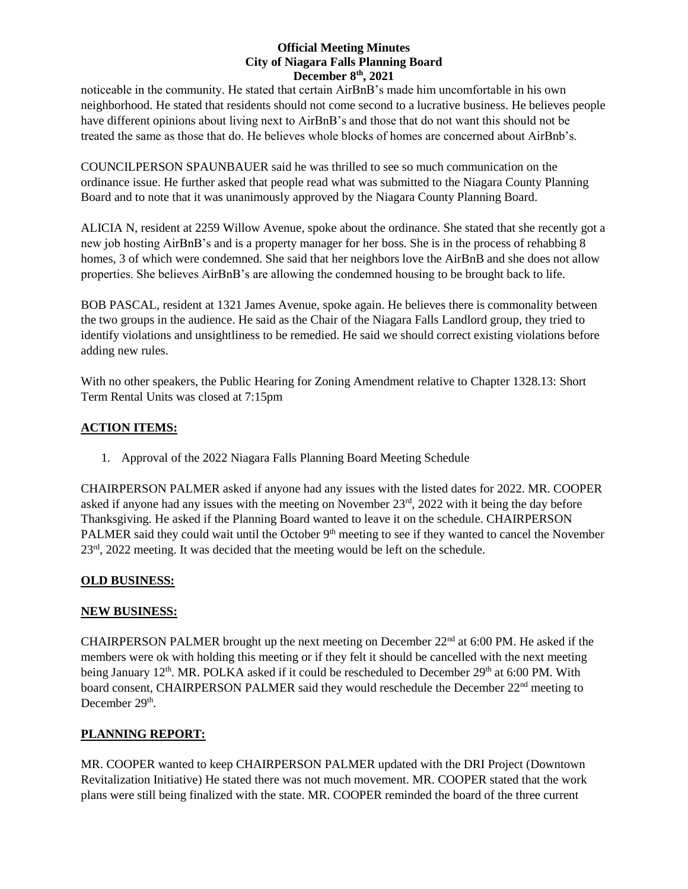noticeable in the community. He stated that certain AirBnB's made him uncomfortable in his own neighborhood. He stated that residents should not come second to a lucrative business. He believes people have different opinions about living next to AirBnB's and those that do not want this should not be treated the same as those that do. He believes whole blocks of homes are concerned about AirBnb's.

COUNCILPERSON SPAUNBAUER said he was thrilled to see so much communication on the ordinance issue. He further asked that people read what was submitted to the Niagara County Planning Board and to note that it was unanimously approved by the Niagara County Planning Board.

ALICIA N, resident at 2259 Willow Avenue, spoke about the ordinance. She stated that she recently got a new job hosting AirBnB's and is a property manager for her boss. She is in the process of rehabbing 8 homes, 3 of which were condemned. She said that her neighbors love the AirBnB and she does not allow properties. She believes AirBnB's are allowing the condemned housing to be brought back to life.

BOB PASCAL, resident at 1321 James Avenue, spoke again. He believes there is commonality between the two groups in the audience. He said as the Chair of the Niagara Falls Landlord group, they tried to identify violations and unsightliness to be remedied. He said we should correct existing violations before adding new rules.

With no other speakers, the Public Hearing for Zoning Amendment relative to Chapter 1328.13: Short Term Rental Units was closed at 7:15pm

## ACTION ITEMS:

1. Approval of the 2022 Niagara Falls Planning Board Meeting Schedule

CHAIRPERSON PALMER asked if anyone had any issues with the listed dates for 2022. MR. COOPER asked if anyone had any issues with the meeting on November 23rd, 2022 with it being the day before Thanksgiving. He asked if the Planning Board wanted to leave it on the schedule. CHAIRPERSON PALMER said they could wait until the October 9th meeting to see if they wanted to cancel the November 23rd, 2022 meeting. It was decided that the meeting would be left on the schedule.

## OLD BUSINESS:

## NEW BUSINESS:

CHAIRPERSON PALMER brought up the next meeting on December 22nd at 6:00 PM. He asked if the members were ok with holding this meeting or if they felt it should be cancelled with the next meeting being January 12th. MR. POLKA asked if it could be rescheduled to December 29th at 6:00 PM. With board consent, CHAIRPERSON PALMER said they would reschedule the December 22nd meeting to December 29th.

## PLANNING REPORT:

MR. COOPER wanted to keep CHAIRPERSON PALMER updated with the DRI Project (Downtown Revitalization Initiative) He stated there was not much movement. MR. COOPER stated that the work plans were still being finalized with the state. MR. COOPER reminded the board of the three current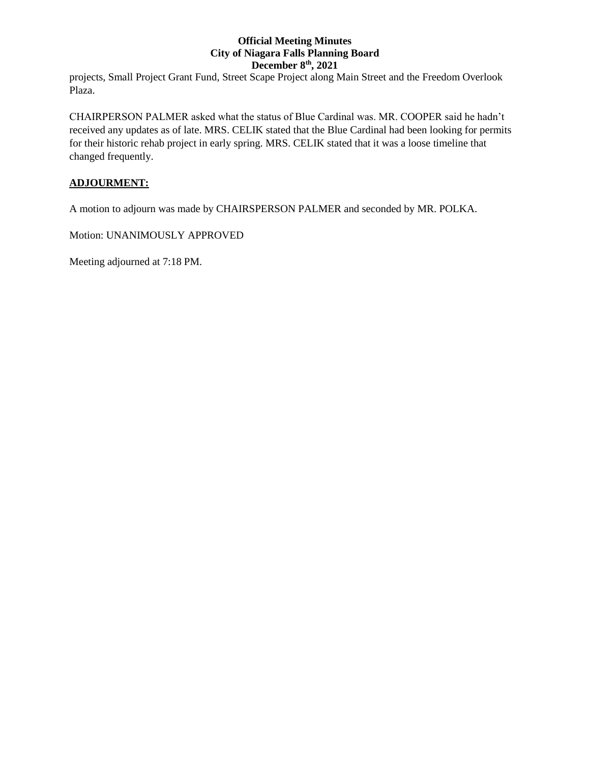projects, Small Project Grant Fund, Street Scape Project along Main Street and the Freedom Overlook Plaza.

CHAIRPERSON PALMER asked what the status of Blue Cardinal was. MR. COOPER said he hadn't received any updates as of late. MRS. CELIK stated that the Blue Cardinal had been looking for permits for their historic rehab project in early spring. MRS. CELIK stated that it was a loose timeline that changed frequently.

**ADJOURMENT:**

A motion to adjourn was made by CHAIRSPERSON PALMER and seconded by MR. POLKA.

Motion: UNANIMOUSLY APPROVED

Meeting adjourned at 7:18 PM.